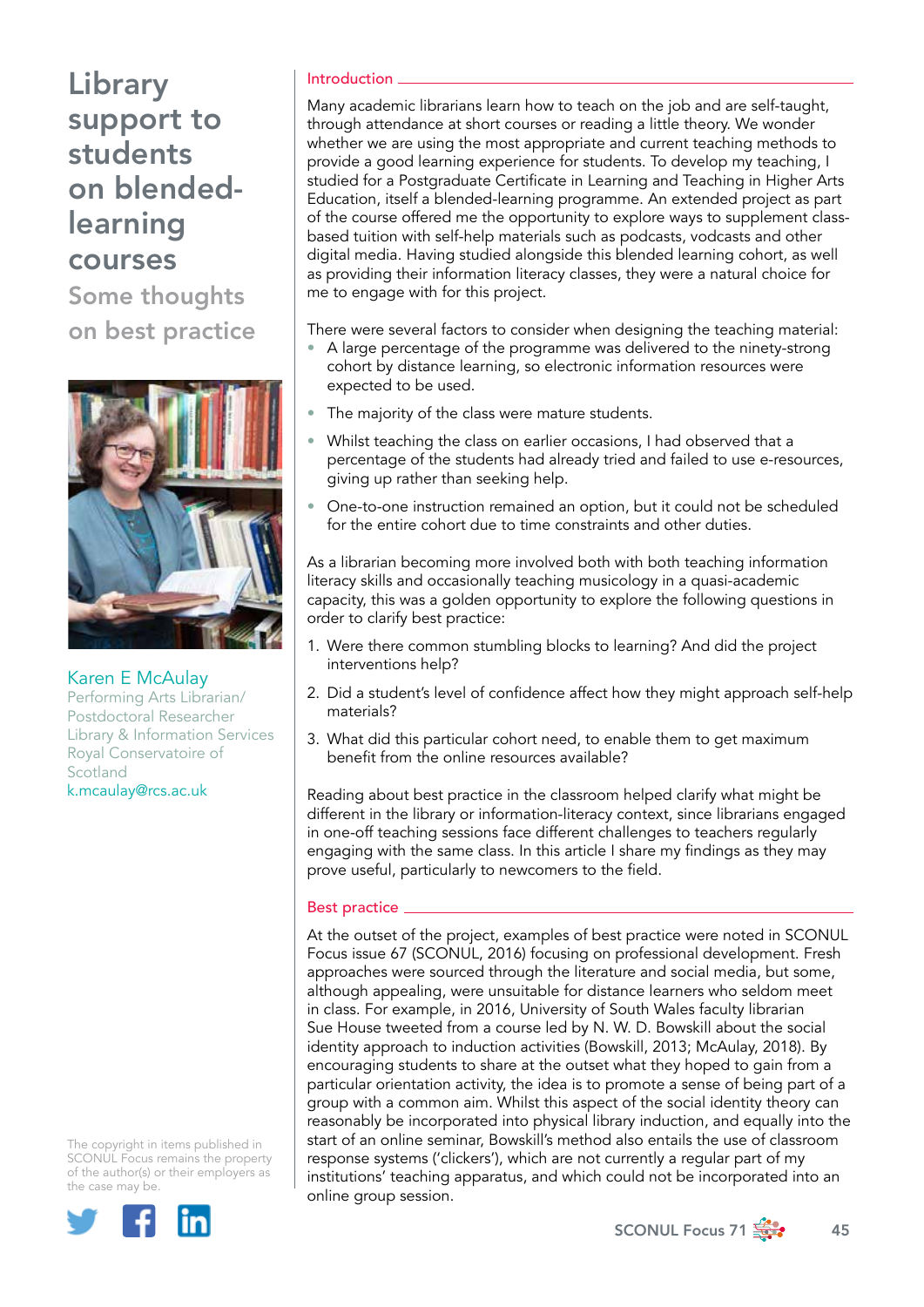# Library support to students on blended-learning courses

## Some thoughts on best practice

Karen E McAulay
Performing Arts Librarian/ Postdoctoral Researcher
Library & Information Services
Royal Conservatoire of Scotland
k.mcaulay@rcs.ac.uk

The copyright in items published in SCONUL Focus remains the property of the author(s) or their employers as the case may be.

### Introduction

Many academic librarians learn how to teach on the job and are self-taught, through attendance at short courses or reading a little theory. We wonder whether we are using the most appropriate and current teaching methods to provide a good learning experience for students. To develop my teaching, I studied for a Postgraduate Certificate in Learning and Teaching in Higher Arts Education, itself a blended-learning programme. An extended project as part of the course offered me the opportunity to explore ways to supplement class-based tuition with self-help materials such as podcasts, vodcasts and other digital media. Having studied alongside this blended learning cohort, as well as providing their information literacy classes, they were a natural choice for me to engage with for this project.

There were several factors to consider when designing the teaching material:

- A large percentage of the programme was delivered to the ninety-strong cohort by distance learning, so electronic information resources were expected to be used.
- The majority of the class were mature students.
- Whilst teaching the class on earlier occasions, I had observed that a percentage of the students had already tried and failed to use e-resources, giving up rather than seeking help.
- One-to-one instruction remained an option, but it could not be scheduled for the entire cohort due to time constraints and other duties.

As a librarian becoming more involved both with both teaching information literacy skills and occasionally teaching musicology in a quasi-academic capacity, this was a golden opportunity to explore the following questions in order to clarify best practice:

1. Were there common stumbling blocks to learning? And did the project interventions help?
2. Did a student's level of confidence affect how they might approach self-help materials?
3. What did this particular cohort need, to enable them to get maximum benefit from the online resources available?

Reading about best practice in the classroom helped clarify what might be different in the library or information-literacy context, since librarians engaged in one-off teaching sessions face different challenges to teachers regularly engaging with the same class. In this article I share my findings as they may prove useful, particularly to newcomers to the field.

### Best practice

At the outset of the project, examples of best practice were noted in SCONUL Focus issue 67 (SCONUL, 2016) focusing on professional development. Fresh approaches were sourced through the literature and social media, but some, although appealing, were unsuitable for distance learners who seldom meet in class. For example, in 2016, University of South Wales faculty librarian Sue House tweeted from a course led by N. W. D. Bowskill about the social identity approach to induction activities (Bowskill, 2013; McAulay, 2018). By encouraging students to share at the outset what they hoped to gain from a particular orientation activity, the idea is to promote a sense of being part of a group with a common aim. Whilst this aspect of the social identity theory can reasonably be incorporated into physical library induction, and equally into the start of an online seminar, Bowskill's method also entails the use of classroom response systems ('clickers'), which are not currently a regular part of my institutions' teaching apparatus, and which could not be incorporated into an online group session.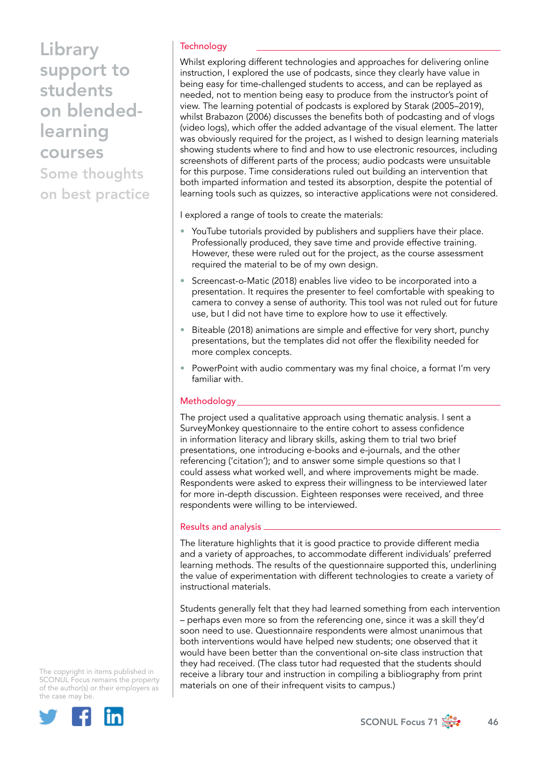## Technology

Whilst exploring different technologies and approaches for delivering online instruction, I explored the use of podcasts, since they clearly have value in being easy for time-challenged students to access, and can be replayed as needed, not to mention being easy to produce from the instructor's point of view. The learning potential of podcasts is explored by Starak (2005–2019), whilst Brabazon (2006) discusses the benefits both of podcasting and of vlogs (video logs), which offer the added advantage of the visual element. The latter was obviously required for the project, as I wished to design learning materials showing students where to find and how to use electronic resources, including screenshots of different parts of the process; audio podcasts were unsuitable for this purpose. Time considerations ruled out building an intervention that both imparted information and tested its absorption, despite the potential of learning tools such as quizzes, so interactive applications were not considered.

I explored a range of tools to create the materials:

- YouTube tutorials provided by publishers and suppliers have their place. Professionally produced, they save time and provide effective training. However, these were ruled out for the project, as the course assessment required the material to be of my own design.
- Screencast-o-Matic (2018) enables live video to be incorporated into a presentation. It requires the presenter to feel comfortable with speaking to camera to convey a sense of authority. This tool was not ruled out for future use, but I did not have time to explore how to use it effectively.
- Biteable (2018) animations are simple and effective for very short, punchy presentations, but the templates did not offer the flexibility needed for more complex concepts.
- PowerPoint with audio commentary was my final choice, a format I'm very familiar with.

## Methodology

The project used a qualitative approach using thematic analysis. I sent a SurveyMonkey questionnaire to the entire cohort to assess confidence in information literacy and library skills, asking them to trial two brief presentations, one introducing e-books and e-journals, and the other referencing ('citation'); and to answer some simple questions so that I could assess what worked well, and where improvements might be made. Respondents were asked to express their willingness to be interviewed later for more in-depth discussion. Eighteen responses were received, and three respondents were willing to be interviewed.

## Results and analysis

The literature highlights that it is good practice to provide different media and a variety of approaches, to accommodate different individuals' preferred learning methods. The results of the questionnaire supported this, underlining the value of experimentation with different technologies to create a variety of instructional materials.

Students generally felt that they had learned something from each intervention – perhaps even more so from the referencing one, since it was a skill they'd soon need to use. Questionnaire respondents were almost unanimous that both interventions would have helped new students; one observed that it would have been better than the conventional on-site class instruction that they had received. (The class tutor had requested that the students should receive a library tour and instruction in compiling a bibliography from print materials on one of their infrequent visits to campus.)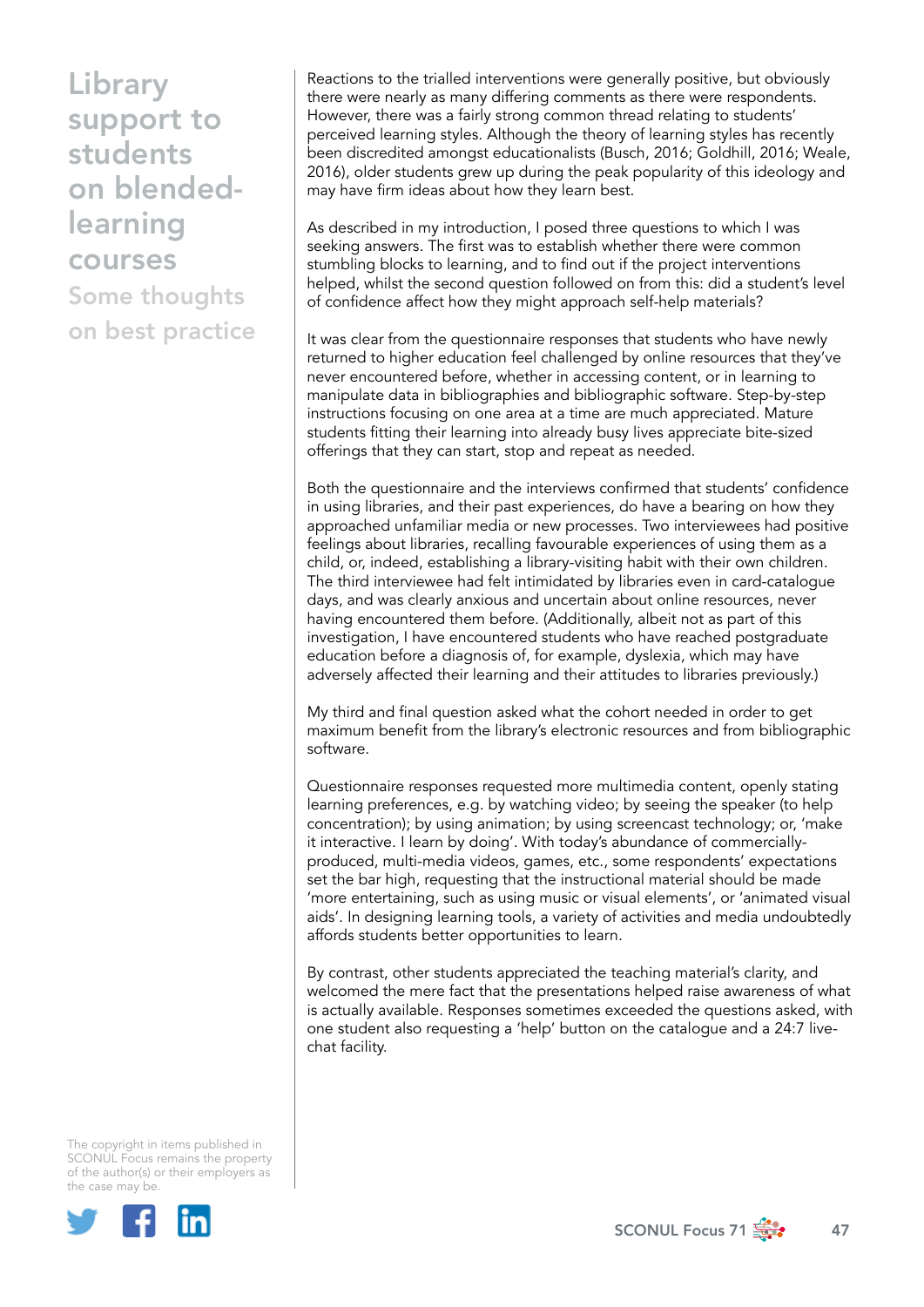Reactions to the trialled interventions were generally positive, but obviously there were nearly as many differing comments as there were respondents. However, there was a fairly strong common thread relating to students' perceived learning styles. Although the theory of learning styles has recently been discredited amongst educationalists (Busch, 2016; Goldhill, 2016; Weale, 2016), older students grew up during the peak popularity of this ideology and may have firm ideas about how they learn best.

As described in my introduction, I posed three questions to which I was seeking answers. The first was to establish whether there were common stumbling blocks to learning, and to find out if the project interventions helped, whilst the second question followed on from this: did a student's level of confidence affect how they might approach self-help materials?

It was clear from the questionnaire responses that students who have newly returned to higher education feel challenged by online resources that they've never encountered before, whether in accessing content, or in learning to manipulate data in bibliographies and bibliographic software. Step-by-step instructions focusing on one area at a time are much appreciated. Mature students fitting their learning into already busy lives appreciate bite-sized offerings that they can start, stop and repeat as needed.

Both the questionnaire and the interviews confirmed that students' confidence in using libraries, and their past experiences, do have a bearing on how they approached unfamiliar media or new processes. Two interviewees had positive feelings about libraries, recalling favourable experiences of using them as a child, or, indeed, establishing a library-visiting habit with their own children. The third interviewee had felt intimidated by libraries even in card-catalogue days, and was clearly anxious and uncertain about online resources, never having encountered them before. (Additionally, albeit not as part of this investigation, I have encountered students who have reached postgraduate education before a diagnosis of, for example, dyslexia, which may have adversely affected their learning and their attitudes to libraries previously.)

My third and final question asked what the cohort needed in order to get maximum benefit from the library's electronic resources and from bibliographic software.

Questionnaire responses requested more multimedia content, openly stating learning preferences, e.g. by watching video; by seeing the speaker (to help concentration); by using animation; by using screencast technology; or, 'make it interactive. I learn by doing'. With today's abundance of commercially-produced, multi-media videos, games, etc., some respondents' expectations set the bar high, requesting that the instructional material should be made 'more entertaining, such as using music or visual elements', or 'animated visual aids'. In designing learning tools, a variety of activities and media undoubtedly affords students better opportunities to learn.

By contrast, other students appreciated the teaching material's clarity, and welcomed the mere fact that the presentations helped raise awareness of what is actually available. Responses sometimes exceeded the questions asked, with one student also requesting a 'help' button on the catalogue and a 24:7 live-chat facility.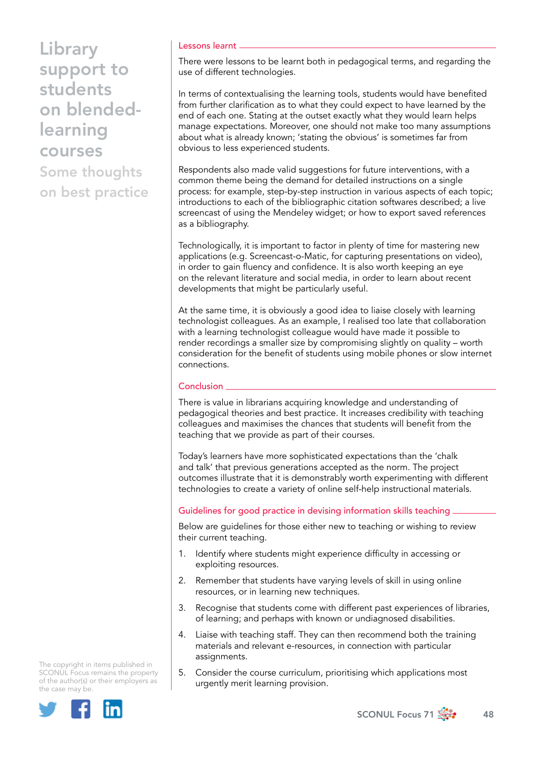## Lessons learnt

There were lessons to be learnt both in pedagogical terms, and regarding the use of different technologies.

In terms of contextualising the learning tools, students would have benefited from further clarification as to what they could expect to have learned by the end of each one. Stating at the outset exactly what they would learn helps manage expectations. Moreover, one should not make too many assumptions about what is already known; 'stating the obvious' is sometimes far from obvious to less experienced students.

Respondents also made valid suggestions for future interventions, with a common theme being the demand for detailed instructions on a single process: for example, step-by-step instruction in various aspects of each topic; introductions to each of the bibliographic citation softwares described; a live screencast of using the Mendeley widget; or how to export saved references as a bibliography.

Technologically, it is important to factor in plenty of time for mastering new applications (e.g. Screencast-o-Matic, for capturing presentations on video), in order to gain fluency and confidence. It is also worth keeping an eye on the relevant literature and social media, in order to learn about recent developments that might be particularly useful.

At the same time, it is obviously a good idea to liaise closely with learning technologist colleagues. As an example, I realised too late that collaboration with a learning technologist colleague would have made it possible to render recordings a smaller size by compromising slightly on quality – worth consideration for the benefit of students using mobile phones or slow internet connections.

## Conclusion

There is value in librarians acquiring knowledge and understanding of pedagogical theories and best practice. It increases credibility with teaching colleagues and maximises the chances that students will benefit from the teaching that we provide as part of their courses.

Today's learners have more sophisticated expectations than the 'chalk and talk' that previous generations accepted as the norm. The project outcomes illustrate that it is demonstrably worth experimenting with different technologies to create a variety of online self-help instructional materials.

## Guidelines for good practice in devising information skills teaching

Below are guidelines for those either new to teaching or wishing to review their current teaching.

1. Identify where students might experience difficulty in accessing or exploiting resources.
2. Remember that students have varying levels of skill in using online resources, or in learning new techniques.
3. Recognise that students come with different past experiences of libraries, of learning; and perhaps with known or undiagnosed disabilities.
4. Liaise with teaching staff. They can then recommend both the training materials and relevant e-resources, in connection with particular assignments.
5. Consider the course curriculum, prioritising which applications most urgently merit learning provision.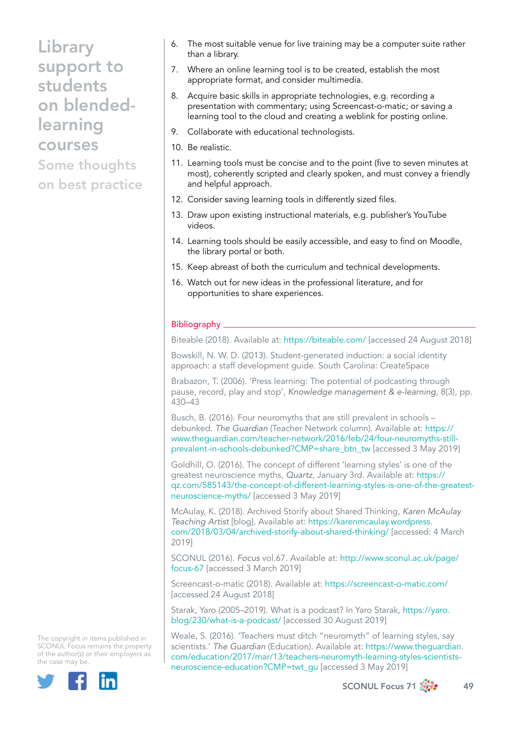# Library support to students on blended-learning courses

## Some thoughts on best practice

6. The most suitable venue for live training may be a computer suite rather than a library.
7. Where an online learning tool is to be created, establish the most appropriate format, and consider multimedia.
8. Acquire basic skills in appropriate technologies, e.g. recording a presentation with commentary; using Screencast-o-matic; or saving a learning tool to the cloud and creating a weblink for posting online.
9. Collaborate with educational technologists.
10. Be realistic.
11. Learning tools must be concise and to the point (five to seven minutes at most), coherently scripted and clearly spoken, and must convey a friendly and helpful approach.
12. Consider saving learning tools in differently sized files.
13. Draw upon existing instructional materials, e.g. publisher's YouTube videos.
14. Learning tools should be easily accessible, and easy to find on Moodle, the library portal or both.
15. Keep abreast of both the curriculum and technical developments.
16. Watch out for new ideas in the professional literature, and for opportunities to share experiences.

## Bibliography

Biteable (2018). Available at: https://biteable.com/ [accessed 24 August 2018]

Bowskill, N. W. D. (2013). Student-generated induction: a social identity approach: a staff development guide. South Carolina: CreateSpace

Brabazon, T. (2006). 'Press learning: The potential of podcasting through pause, record, play and stop', *Knowledge management & e-learning*, 8(3), pp. 430–43

Busch, B. (2016). Four neuromyths that are still prevalent in schools – debunked. *The Guardian* (Teacher Network column). Available at: https://www.theguardian.com/teacher-network/2016/feb/24/four-neuromyths-still-prevalent-in-schools-debunked?CMP=share_btn_tw [accessed 3 May 2019]

Goldhill, O. (2016). The concept of different 'learning styles' is one of the greatest neuroscience myths, *Quartz*, January 3rd. Available at: https://qz.com/585143/the-concept-of-different-learning-styles-is-one-of-the-greatest-neuroscience-myths/ [accessed 3 May 2019]

McAulay, K. (2018). Archived Storify about Shared Thinking, *Karen McAulay Teaching Artist* [blog]. Available at: https://karenmcaulay.wordpress.com/2018/03/04/archived-storify-about-shared-thinking/ [accessed: 4 March 2019]

SCONUL (2016). *Focus* vol.67. Available at: http://www.sconul.ac.uk/page/focus-67 [accessed 3 March 2019]

Screencast-o-matic (2018). Available at: https://screencast-o-matic.com/ [accessed 24 August 2018]

Starak, Yaro (2005–2019). What is a podcast? In Yaro Starak, https://yaro.blog/230/what-is-a-podcast/ [accessed 30 August 2019]

Weale, S. (2016). 'Teachers must ditch "neuromyth" of learning styles, say scientists.' *The Guardian* (Education). Available at: https://www.theguardian.com/education/2017/mar/13/teachers-neuromyth-learning-styles-scientists-neuroscience-education?CMP=twt_gu [accessed 3 May 2019]

The copyright in items published in SCONUL Focus remains the property of the author(s) or their employers as the case may be.